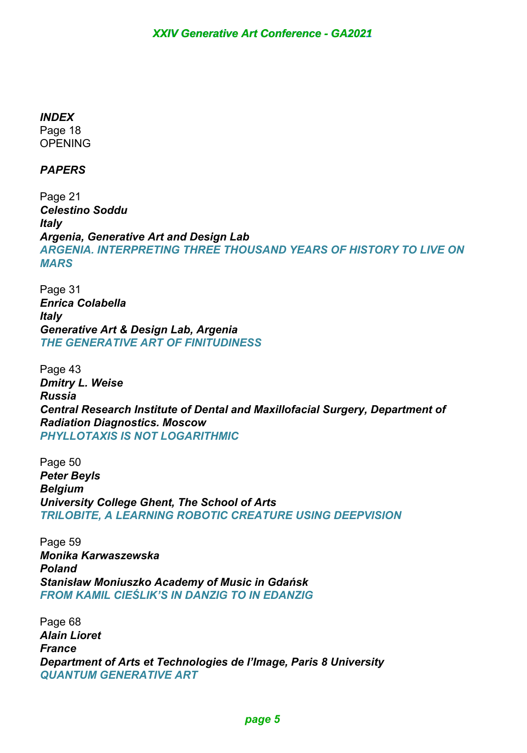***INDEX***

Page 18
OPENING

***PAPERS***

Page 21
***Celestino Soddu***
***Italy***
***Argenia, Generative Art and Design Lab***
*ARGENIA. INTERPRETING THREE THOUSAND YEARS OF HISTORY TO LIVE ON MARS*

Page 31
***Enrica Colabella***
***Italy***
***Generative Art & Design Lab, Argenia***
*THE GENERATIVE ART OF FINITUDINESS*

Page 43
***Dmitry L. Weise***
***Russia***
***Central Research Institute of Dental and Maxillofacial Surgery, Department of Radiation Diagnostics. Moscow***
*PHYLLOTAXIS IS NOT LOGARITHMIC*

Page 50
***Peter Beyls***
***Belgium***
***University College Ghent, The School of Arts***
*TRILOBITE, A LEARNING ROBOTIC CREATURE USING DEEPVISION*

Page 59
***Monika Karwaszewska***
***Poland***
***Stanisław Moniuszko Academy of Music in Gdańsk***
*FROM KAMIL CIEŚLIK'S IN DANZIG TO IN EDANZIG*

Page 68
***Alain Lioret***
***France***
***Department of Arts et Technologies de l'Image, Paris 8 University***
*QUANTUM GENERATIVE ART*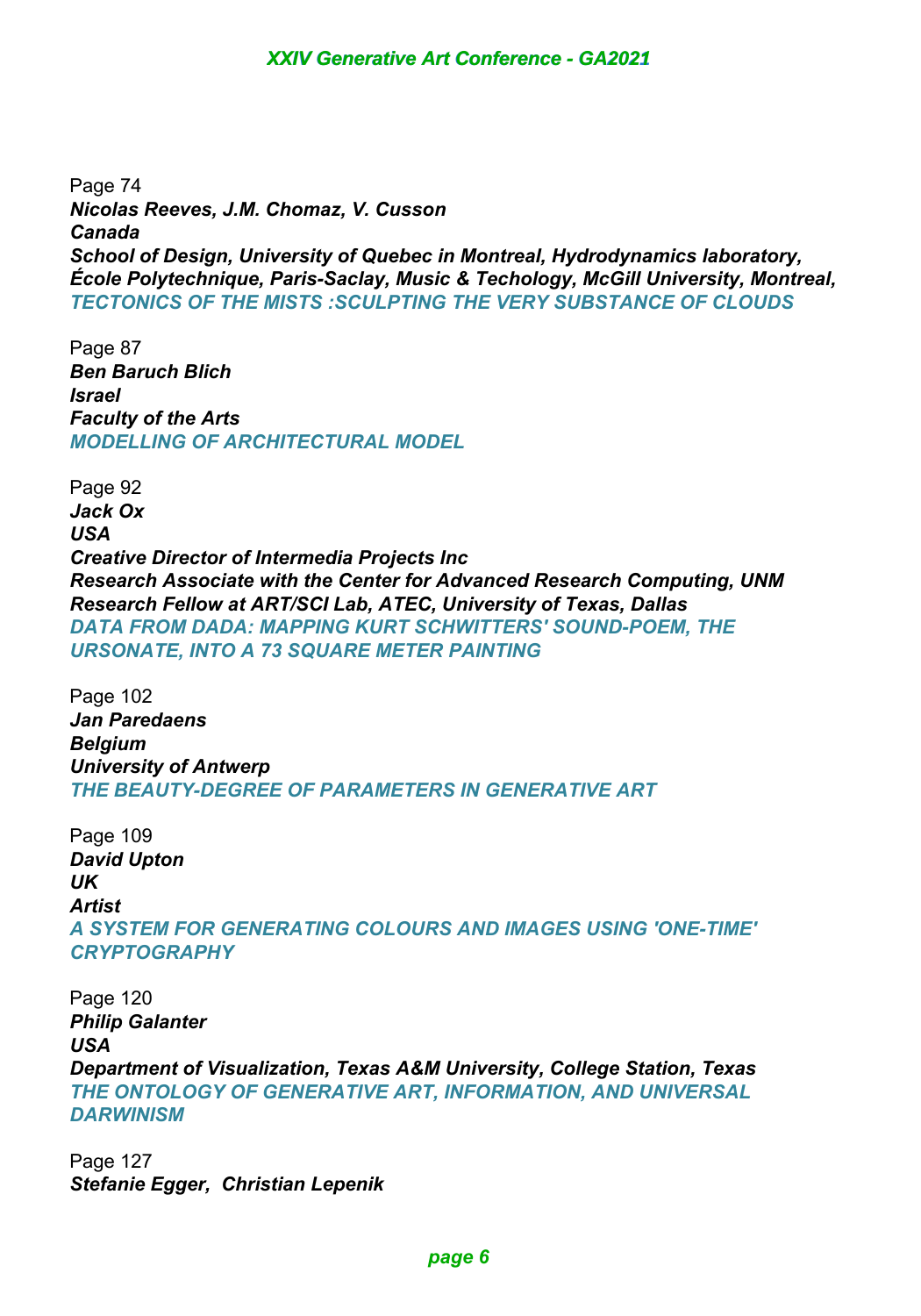Page 74
***Nicolas Reeves, J.M. Chomaz, V. Cusson***
***Canada***
***School of Design, University of Quebec in Montreal, Hydrodynamics laboratory, École Polytechnique, Paris-Saclay, Music & Techology, McGill University, Montreal,***
***TECTONICS OF THE MISTS :SCULPTING THE VERY SUBSTANCE OF CLOUDS***

Page 87
***Ben Baruch Blich***
***Israel***
***Faculty of the Arts***
***MODELLING OF ARCHITECTURAL MODEL***

Page 92
***Jack Ox***
***USA***
***Creative Director of Intermedia Projects Inc***
***Research Associate with the Center for Advanced Research Computing, UNM***
***Research Fellow at ART/SCI Lab, ATEC, University of Texas, Dallas***
***DATA FROM DADA: MAPPING KURT SCHWITTERS' SOUND-POEM, THE URSONATE, INTO A 73 SQUARE METER PAINTING***

Page 102
***Jan Paredaens***
***Belgium***
***University of Antwerp***
***THE BEAUTY-DEGREE OF PARAMETERS IN GENERATIVE ART***

Page 109
***David Upton***
***UK***
***Artist***
***A SYSTEM FOR GENERATING COLOURS AND IMAGES USING 'ONE-TIME' CRYPTOGRAPHY***

Page 120
***Philip Galanter***
***USA***
***Department of Visualization, Texas A&M University, College Station, Texas***
***THE ONTOLOGY OF GENERATIVE ART, INFORMATION, AND UNIVERSAL DARWINISM***

Page 127
***Stefanie Egger, Christian Lepenik***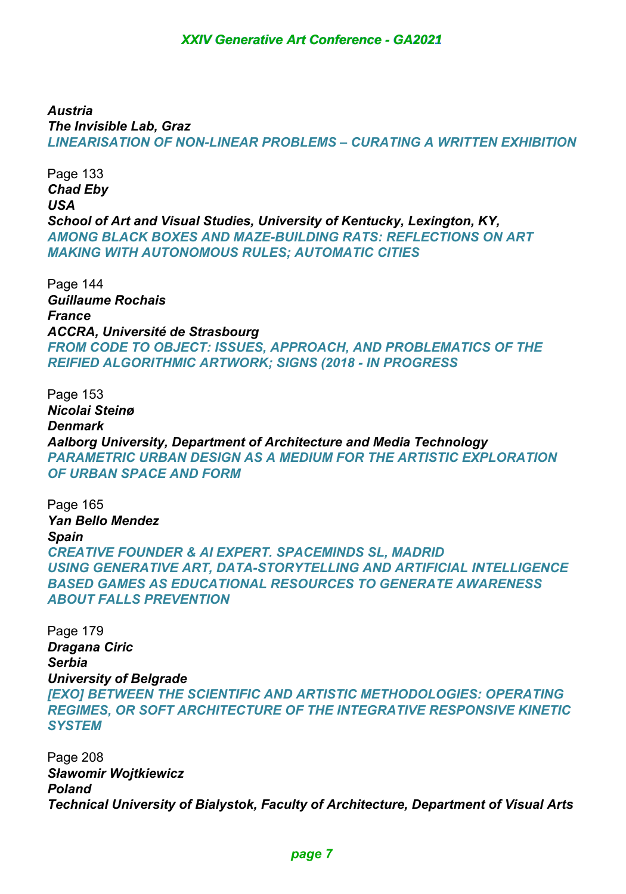*Austria*
*The Invisible Lab, Graz*
*LINEARISATION OF NON-LINEAR PROBLEMS – CURATING A WRITTEN EXHIBITION*

Page 133
*Chad Eby*
*USA*
*School of Art and Visual Studies, University of Kentucky, Lexington, KY,*
*AMONG BLACK BOXES AND MAZE-BUILDING RATS: REFLECTIONS ON ART MAKING WITH AUTONOMOUS RULES; AUTOMATIC CITIES*

Page 144
*Guillaume Rochais*
*France*
*ACCRA, Université de Strasbourg*
*FROM CODE TO OBJECT: ISSUES, APPROACH, AND PROBLEMATICS OF THE REIFIED ALGORITHMIC ARTWORK; SIGNS (2018 - IN PROGRESS*

Page 153
*Nicolai Steinø*
*Denmark*
*Aalborg University, Department of Architecture and Media Technology*
*PARAMETRIC URBAN DESIGN AS A MEDIUM FOR THE ARTISTIC EXPLORATION OF URBAN SPACE AND FORM*

Page 165
*Yan Bello Mendez*
*Spain*
*CREATIVE FOUNDER & AI EXPERT. SPACEMINDS SL, MADRID*
*USING GENERATIVE ART, DATA-STORYTELLING AND ARTIFICIAL INTELLIGENCE BASED GAMES AS EDUCATIONAL RESOURCES TO GENERATE AWARENESS ABOUT FALLS PREVENTION*

Page 179
*Dragana Ciric*
*Serbia*
*University of Belgrade*
*[EXO] BETWEEN THE SCIENTIFIC AND ARTISTIC METHODOLOGIES: OPERATING REGIMES, OR SOFT ARCHITECTURE OF THE INTEGRATIVE RESPONSIVE KINETIC SYSTEM*

Page 208
*Sławomir Wojtkiewicz*
*Poland*
*Technical University of Bialystok, Faculty of Architecture, Department of Visual Arts*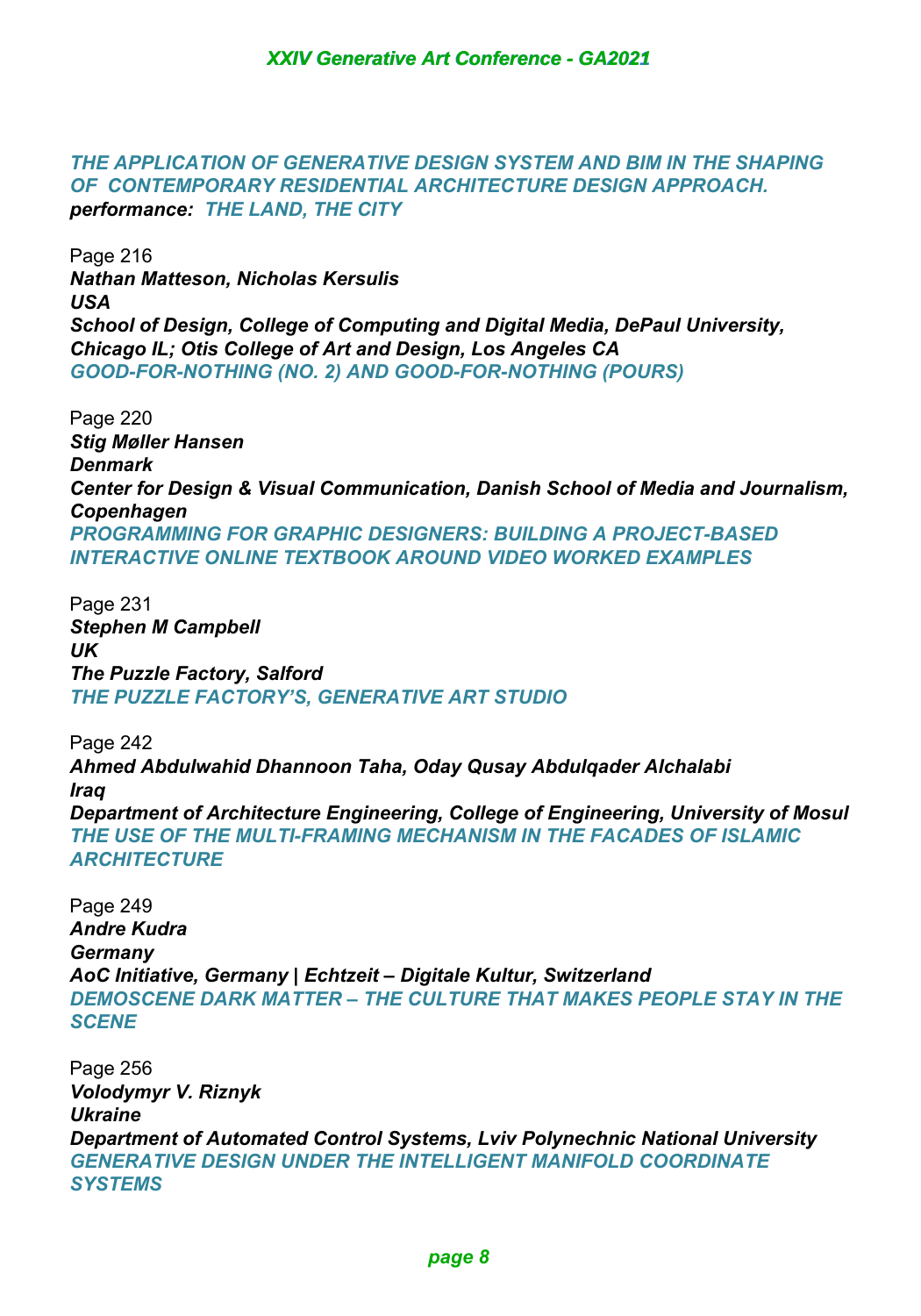*THE APPLICATION OF GENERATIVE DESIGN SYSTEM AND BIM IN THE SHAPING OF CONTEMPORARY RESIDENTIAL ARCHITECTURE DESIGN APPROACH.*
***performance:*** *THE LAND, THE CITY*

Page 216
***Nathan Matteson, Nicholas Kersulis***
***USA***
***School of Design, College of Computing and Digital Media, DePaul University, Chicago IL; Otis College of Art and Design, Los Angeles CA***
*GOOD-FOR-NOTHING (NO. 2) AND GOOD-FOR-NOTHING (POURS)*

Page 220
***Stig Møller Hansen***
***Denmark***
***Center for Design & Visual Communication, Danish School of Media and Journalism, Copenhagen***
*PROGRAMMING FOR GRAPHIC DESIGNERS: BUILDING A PROJECT-BASED INTERACTIVE ONLINE TEXTBOOK AROUND VIDEO WORKED EXAMPLES*

Page 231
***Stephen M Campbell***
***UK***
***The Puzzle Factory, Salford***
*THE PUZZLE FACTORY'S, GENERATIVE ART STUDIO*

Page 242
***Ahmed Abdulwahid Dhannoon Taha, Oday Qusay Abdulqader Alchalabi***
***Iraq***
***Department of Architecture Engineering, College of Engineering, University of Mosul***
*THE USE OF THE MULTI-FRAMING MECHANISM IN THE FACADES OF ISLAMIC ARCHITECTURE*

Page 249
***Andre Kudra***
***Germany***
***AoC Initiative, Germany | Echtzeit – Digitale Kultur, Switzerland***
*DEMOSCENE DARK MATTER – THE CULTURE THAT MAKES PEOPLE STAY IN THE SCENE*

Page 256
***Volodymyr V. Riznyk***
***Ukraine***
***Department of Automated Control Systems, Lviv Polynechnic National University***
*GENERATIVE DESIGN UNDER THE INTELLIGENT MANIFOLD COORDINATE SYSTEMS*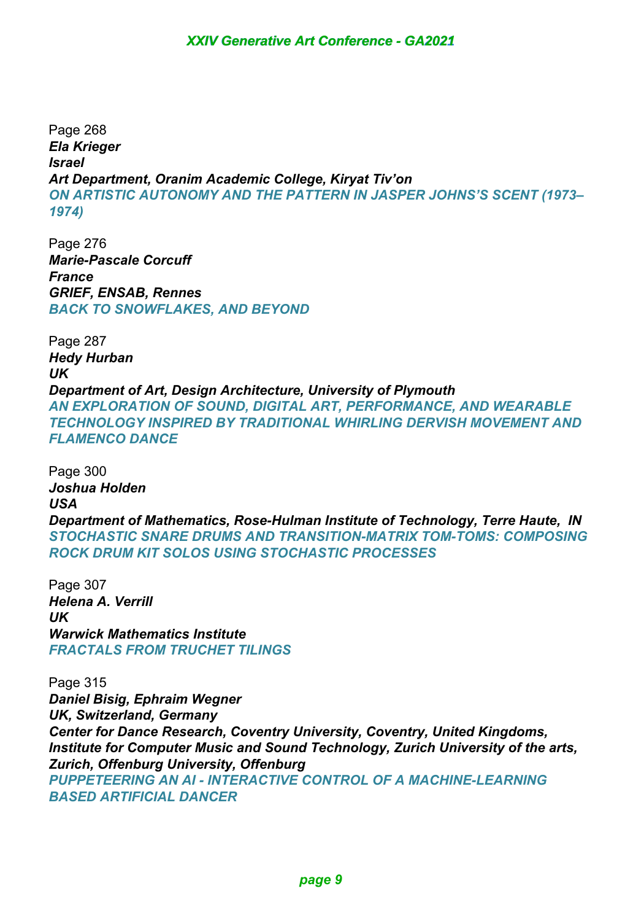Page 268
***Ela Krieger***
***Israel***
***Art Department, Oranim Academic College, Kiryat Tiv'on***
*ON ARTISTIC AUTONOMY AND THE PATTERN IN JASPER JOHNS'S SCENT (1973–1974)*

Page 276
***Marie-Pascale Corcuff***
***France***
***GRIEF, ENSAB, Rennes***
*BACK TO SNOWFLAKES, AND BEYOND*

Page 287
***Hedy Hurban***
***UK***
***Department of Art, Design Architecture, University of Plymouth***
*AN EXPLORATION OF SOUND, DIGITAL ART, PERFORMANCE, AND WEARABLE TECHNOLOGY INSPIRED BY TRADITIONAL WHIRLING DERVISH MOVEMENT AND FLAMENCO DANCE*

Page 300
***Joshua Holden***
***USA***
***Department of Mathematics, Rose-Hulman Institute of Technology, Terre Haute, IN***
*STOCHASTIC SNARE DRUMS AND TRANSITION-MATRIX TOM-TOMS: COMPOSING ROCK DRUM KIT SOLOS USING STOCHASTIC PROCESSES*

Page 307
***Helena A. Verrill***
***UK***
***Warwick Mathematics Institute***
*FRACTALS FROM TRUCHET TILINGS*

Page 315
***Daniel Bisig, Ephraim Wegner***
***UK, Switzerland, Germany***
***Center for Dance Research, Coventry University, Coventry, United Kingdoms, Institute for Computer Music and Sound Technology, Zurich University of the arts, Zurich, Offenburg University, Offenburg***
*PUPPETEERING AN AI - INTERACTIVE CONTROL OF A MACHINE-LEARNING BASED ARTIFICIAL DANCER*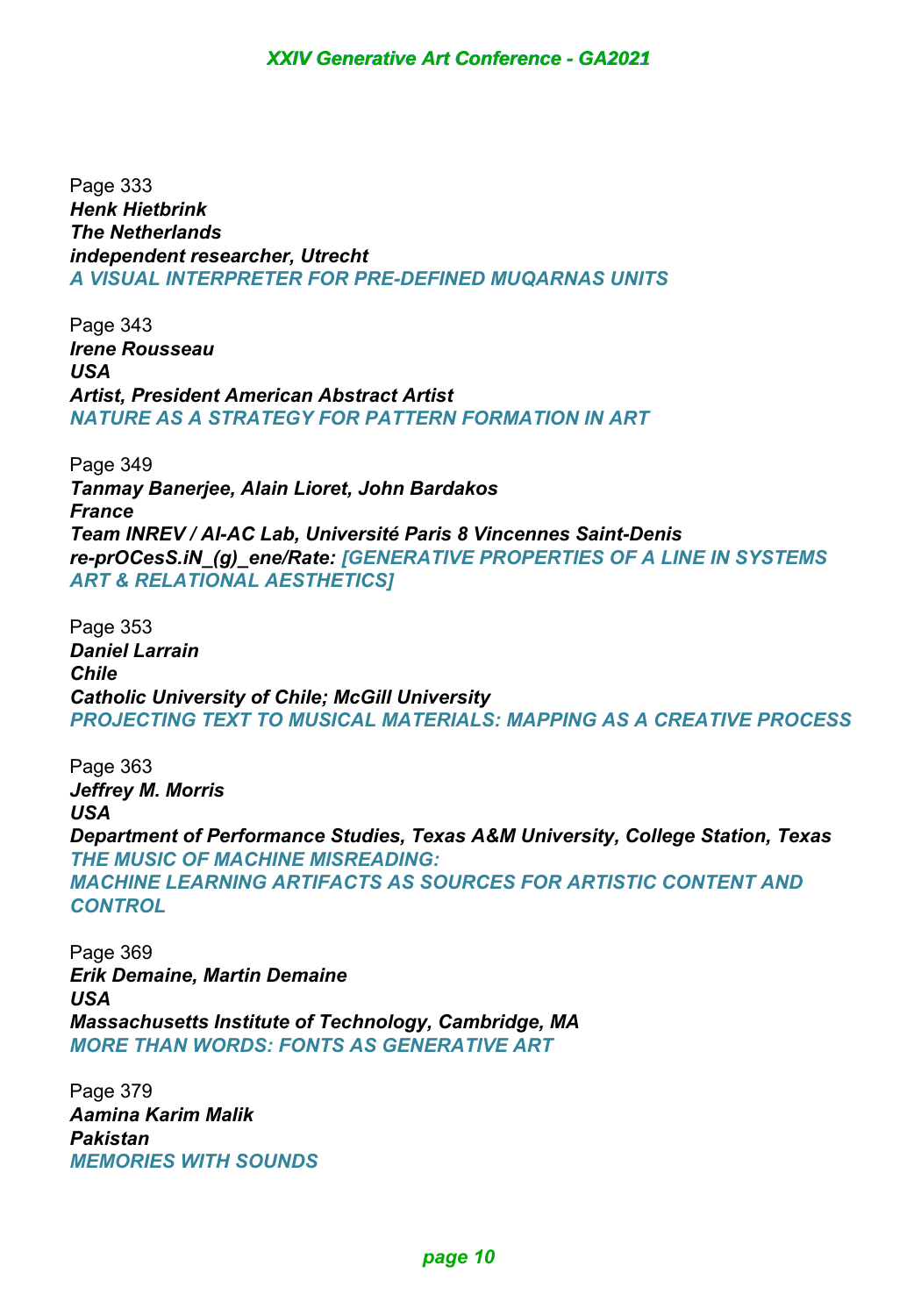Page 333
***Henk Hietbrink***
***The Netherlands***
***independent researcher, Utrecht***
***A VISUAL INTERPRETER FOR PRE-DEFINED MUQARNAS UNITS***

Page 343
***Irene Rousseau***
***USA***
***Artist, President American Abstract Artist***
***NATURE AS A STRATEGY FOR PATTERN FORMATION IN ART***

Page 349
***Tanmay Banerjee, Alain Lioret, John Bardakos***
***France***
***Team INREV / AI-AC Lab, Université Paris 8 Vincennes Saint-Denis***
***re-prOCesS.iN_(g)_ene/Rate: [GENERATIVE PROPERTIES OF A LINE IN SYSTEMS ART & RELATIONAL AESTHETICS]***

Page 353
***Daniel Larrain***
***Chile***
***Catholic University of Chile; McGill University***
***PROJECTING TEXT TO MUSICAL MATERIALS: MAPPING AS A CREATIVE PROCESS***

Page 363
***Jeffrey M. Morris***
***USA***
***Department of Performance Studies, Texas A&M University, College Station, Texas***
***THE MUSIC OF MACHINE MISREADING:***
***MACHINE LEARNING ARTIFACTS AS SOURCES FOR ARTISTIC CONTENT AND CONTROL***

Page 369
***Erik Demaine, Martin Demaine***
***USA***
***Massachusetts Institute of Technology, Cambridge, MA***
***MORE THAN WORDS: FONTS AS GENERATIVE ART***

Page 379
***Aamina Karim Malik***
***Pakistan***
***MEMORIES WITH SOUNDS***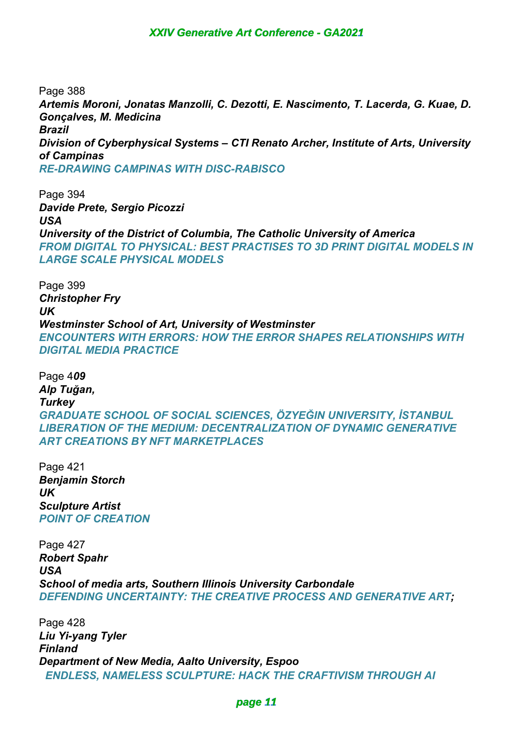Page 388
***Artemis Moroni, Jonatas Manzolli, C. Dezotti, E. Nascimento, T. Lacerda, G. Kuae, D. Gonçalves, M. Medicina***
***Brazil***
***Division of Cyberphysical Systems – CTI Renato Archer, Institute of Arts, University of Campinas***
*RE-DRAWING CAMPINAS WITH DISC-RABISCO*

Page 394
***Davide Prete, Sergio Picozzi***
***USA***
***University of the District of Columbia, The Catholic University of America***
***FROM DIGITAL TO PHYSICAL: BEST PRACTISES TO 3D PRINT DIGITAL MODELS IN LARGE SCALE PHYSICAL MODELS***

Page 399
***Christopher Fry***
***UK***
***Westminster School of Art, University of Westminster***
***ENCOUNTERS WITH ERRORS: HOW THE ERROR SHAPES RELATIONSHIPS WITH DIGITAL MEDIA PRACTICE***

Page 4***09***
***Alp Tuğan,***
***Turkey***
***GRADUATE SCHOOL OF SOCIAL SCIENCES, ÖZYEĞIN UNIVERSITY, İSTANBUL***
***LIBERATION OF THE MEDIUM: DECENTRALIZATION OF DYNAMIC GENERATIVE ART CREATIONS BY NFT MARKETPLACES***

Page 421
***Benjamin Storch***
***UK***
***Sculpture Artist***
***POINT OF CREATION***

Page 427
***Robert Spahr***
***USA***
***School of media arts, Southern Illinois University Carbondale***
***DEFENDING UNCERTAINTY: THE CREATIVE PROCESS AND GENERATIVE ART;***

Page 428
***Liu Yi-yang Tyler***
***Finland***
***Department of New Media, Aalto University, Espoo***
***ENDLESS, NAMELESS SCULPTURE: HACK THE CRAFTIVISM THROUGH AI***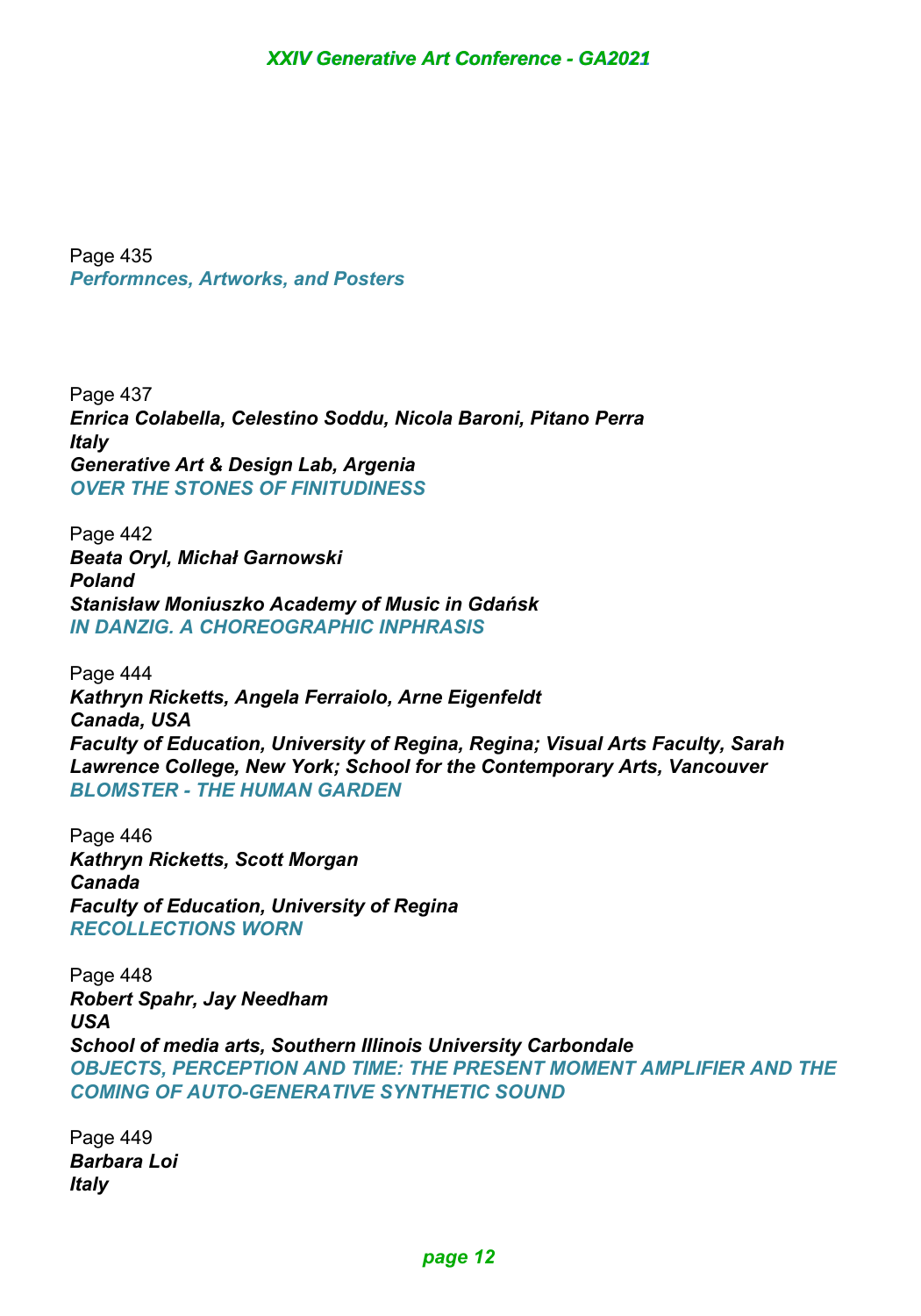Page 435
*Performnces, Artworks, and Posters*

Page 437
***Enrica Colabella, Celestino Soddu, Nicola Baroni, Pitano Perra***
***Italy***
***Generative Art & Design Lab, Argenia***
*OVER THE STONES OF FINITUDINESS*

Page 442
***Beata Oryl, Michał Garnowski***
***Poland***
***Stanisław Moniuszko Academy of Music in Gdańsk***
*IN DANZIG. A CHOREOGRAPHIC INPHRASIS*

Page 444
***Kathryn Ricketts, Angela Ferraiolo, Arne Eigenfeldt***
***Canada, USA***
***Faculty of Education, University of Regina, Regina; Visual Arts Faculty, Sarah Lawrence College, New York; School for the Contemporary Arts, Vancouver***
*BLOMSTER - THE HUMAN GARDEN*

Page 446
***Kathryn Ricketts, Scott Morgan***
***Canada***
***Faculty of Education, University of Regina***
*RECOLLECTIONS WORN*

Page 448
***Robert Spahr, Jay Needham***
***USA***
***School of media arts, Southern Illinois University Carbondale***
*OBJECTS, PERCEPTION AND TIME: THE PRESENT MOMENT AMPLIFIER AND THE COMING OF AUTO-GENERATIVE SYNTHETIC SOUND*

Page 449
***Barbara Loi***
***Italy***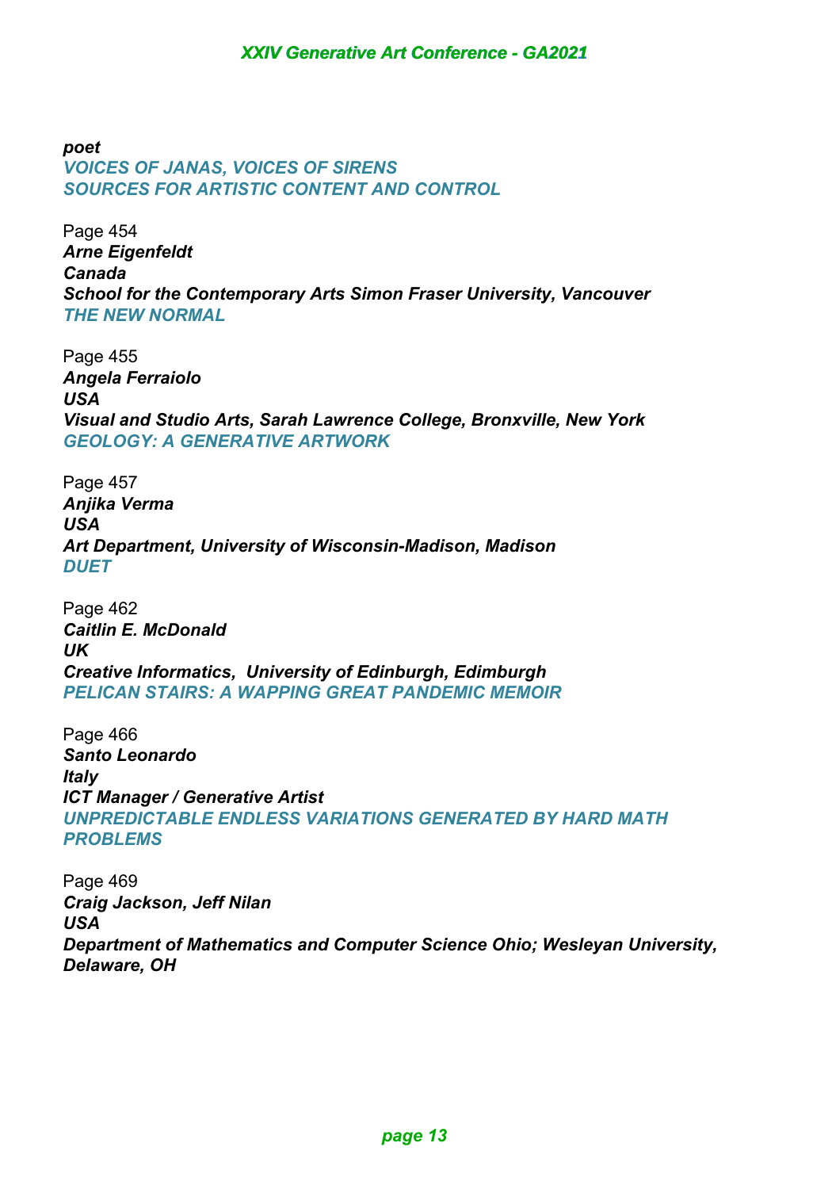***poet***
***VOICES OF JANAS, VOICES OF SIRENS***
***SOURCES FOR ARTISTIC CONTENT AND CONTROL***

Page 454
***Arne Eigenfeldt***
***Canada***
***School for the Contemporary Arts Simon Fraser University, Vancouver***
***THE NEW NORMAL***

Page 455
***Angela Ferraiolo***
***USA***
***Visual and Studio Arts, Sarah Lawrence College, Bronxville, New York***
***GEOLOGY: A GENERATIVE ARTWORK***

Page 457
***Anjika Verma***
***USA***
***Art Department, University of Wisconsin-Madison, Madison***
***DUET***

Page 462
***Caitlin E. McDonald***
***UK***
***Creative Informatics, University of Edinburgh, Edimburgh***
***PELICAN STAIRS: A WAPPING GREAT PANDEMIC MEMOIR***

Page 466
***Santo Leonardo***
***Italy***
***ICT Manager / Generative Artist***
***UNPREDICTABLE ENDLESS VARIATIONS GENERATED BY HARD MATH PROBLEMS***

Page 469
***Craig Jackson, Jeff Nilan***
***USA***
***Department of Mathematics and Computer Science Ohio; Wesleyan University, Delaware, OH***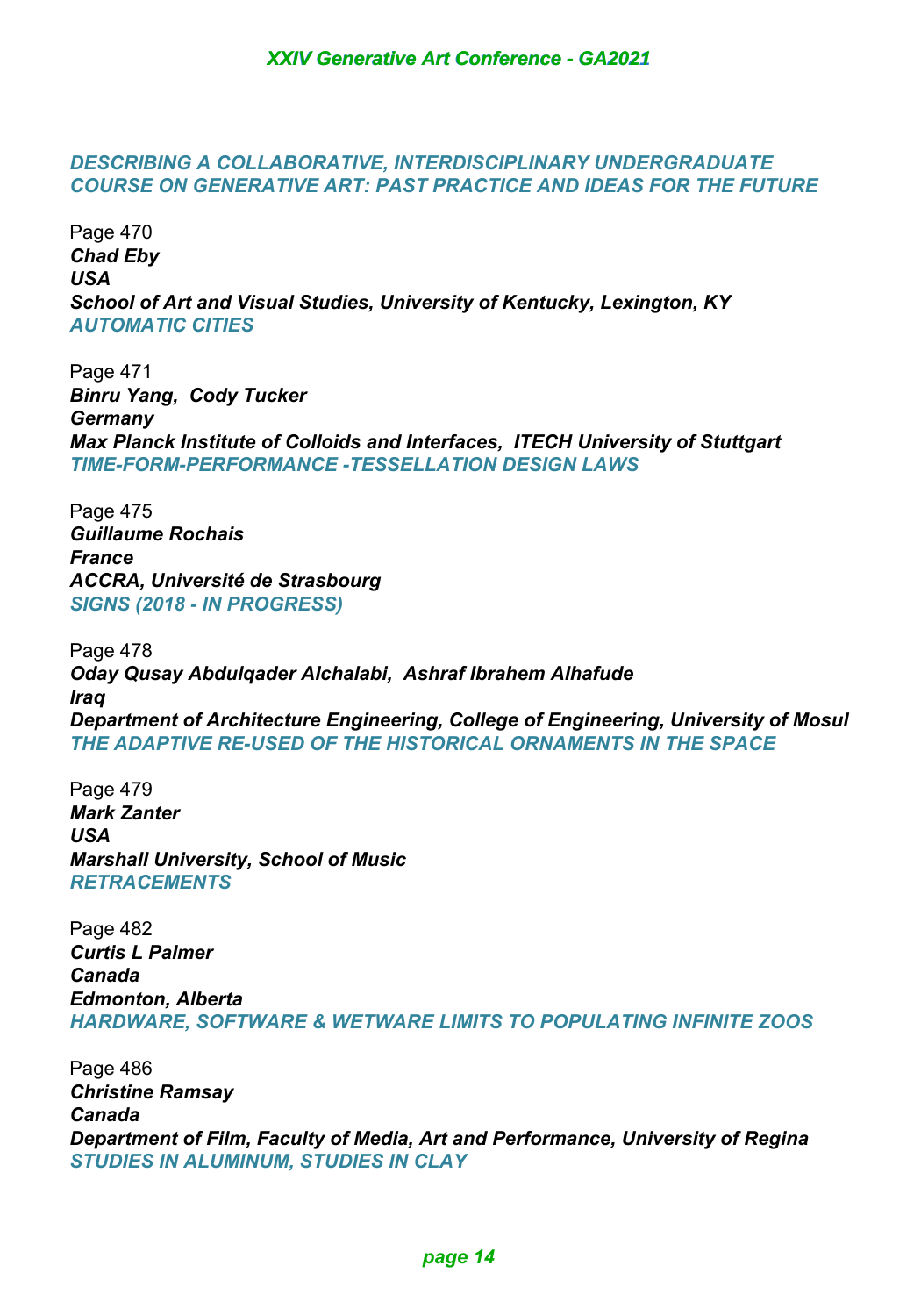*DESCRIBING A COLLABORATIVE, INTERDISCIPLINARY UNDERGRADUATE COURSE ON GENERATIVE ART: PAST PRACTICE AND IDEAS FOR THE FUTURE*

Page 470
***Chad Eby***
***USA***
***School of Art and Visual Studies, University of Kentucky, Lexington, KY***
*AUTOMATIC CITIES*

Page 471
***Binru Yang, Cody Tucker***
***Germany***
***Max Planck Institute of Colloids and Interfaces, ITECH University of Stuttgart***
*TIME-FORM-PERFORMANCE -TESSELLATION DESIGN LAWS*

Page 475
***Guillaume Rochais***
***France***
***ACCRA, Université de Strasbourg***
*SIGNS (2018 - IN PROGRESS)*

Page 478
***Oday Qusay Abdulqader Alchalabi, Ashraf Ibrahem Alhafude***
***Iraq***
***Department of Architecture Engineering, College of Engineering, University of Mosul***
*THE ADAPTIVE RE-USED OF THE HISTORICAL ORNAMENTS IN THE SPACE*

Page 479
***Mark Zanter***
***USA***
***Marshall University, School of Music***
*RETRACEMENTS*

Page 482
***Curtis L Palmer***
***Canada***
***Edmonton, Alberta***
*HARDWARE, SOFTWARE & WETWARE LIMITS TO POPULATING INFINITE ZOOS*

Page 486
***Christine Ramsay***
***Canada***
***Department of Film, Faculty of Media, Art and Performance, University of Regina***
*STUDIES IN ALUMINUM, STUDIES IN CLAY*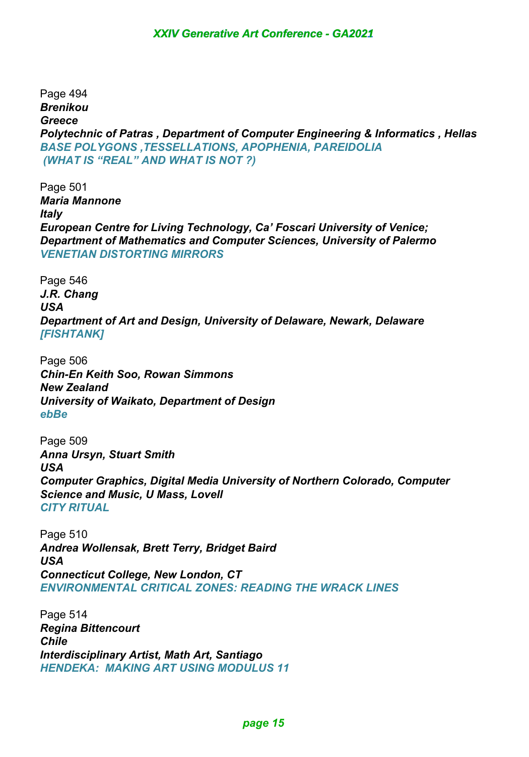Page 494
***Brenikou***
***Greece***
***Polytechnic of Patras , Department of Computer Engineering & Informatics , Hellas***
***BASE POLYGONS ,TESSELLATIONS, APOPHENIA, PAREIDOLIA***
***(WHAT IS "REAL" AND WHAT IS NOT ?)***

Page 501
***Maria Mannone***
***Italy***
***European Centre for Living Technology, Ca' Foscari University of Venice; Department of Mathematics and Computer Sciences, University of Palermo***
***VENETIAN DISTORTING MIRRORS***

Page 546
***J.R. Chang***
***USA***
***Department of Art and Design, University of Delaware, Newark, Delaware***
***[FISHTANK]***

Page 506
***Chin-En Keith Soo, Rowan Simmons***
***New Zealand***
***University of Waikato, Department of Design***
***ebBe***

Page 509
***Anna Ursyn, Stuart Smith***
***USA***
***Computer Graphics, Digital Media University of Northern Colorado, Computer Science and Music, U Mass, Lovell***
***CITY RITUAL***

Page 510
***Andrea Wollensak, Brett Terry, Bridget Baird***
***USA***
***Connecticut College, New London, CT***
***ENVIRONMENTAL CRITICAL ZONES: READING THE WRACK LINES***

Page 514
***Regina Bittencourt***
***Chile***
***Interdisciplinary Artist, Math Art, Santiago***
***HENDEKA: MAKING ART USING MODULUS 11***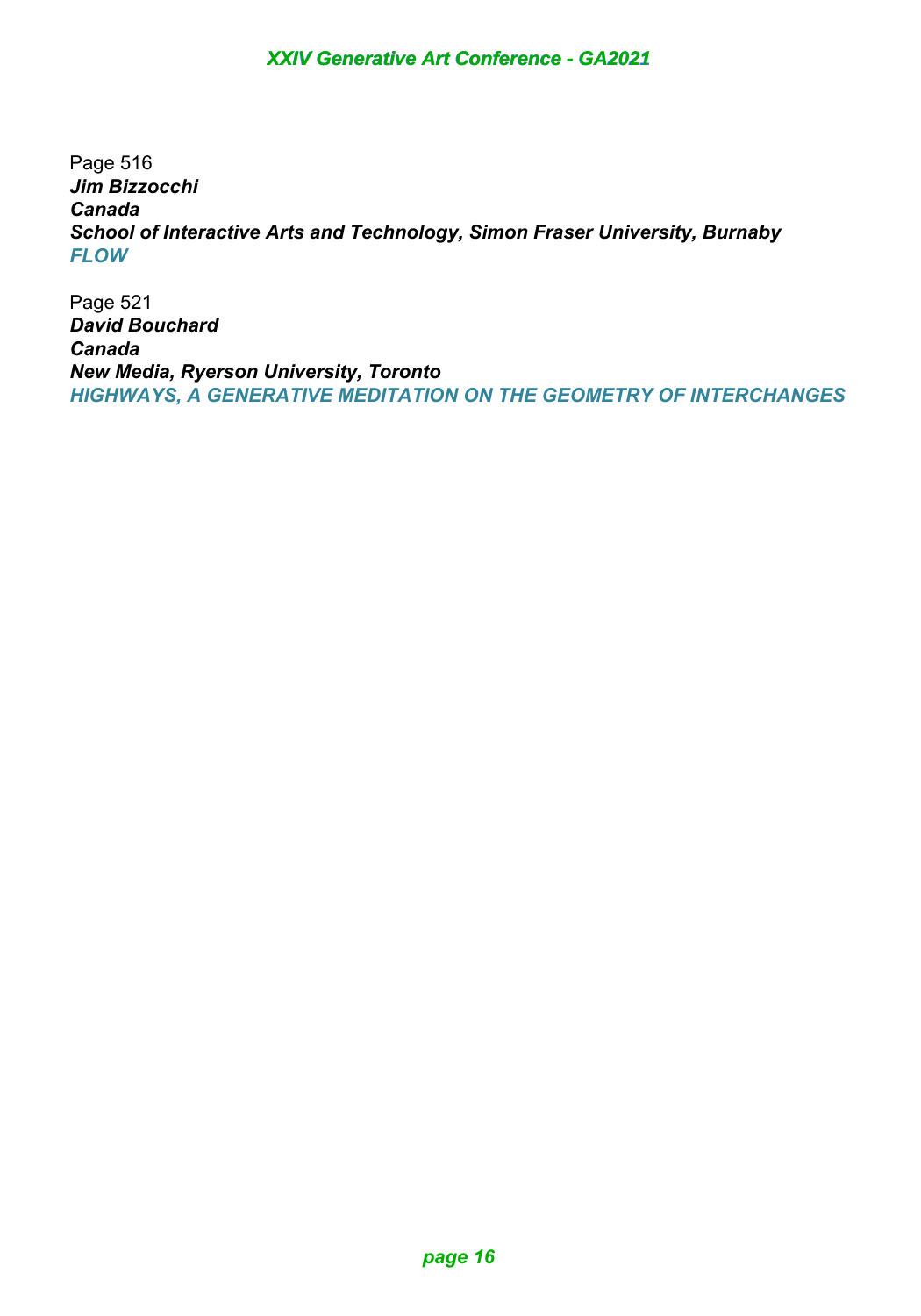Page 516
***Jim Bizzocchi***
***Canada***
***School of Interactive Arts and Technology, Simon Fraser University, Burnaby***
***FLOW***

Page 521
***David Bouchard***
***Canada***
***New Media, Ryerson University, Toronto***
***HIGHWAYS, A GENERATIVE MEDITATION ON THE GEOMETRY OF INTERCHANGES***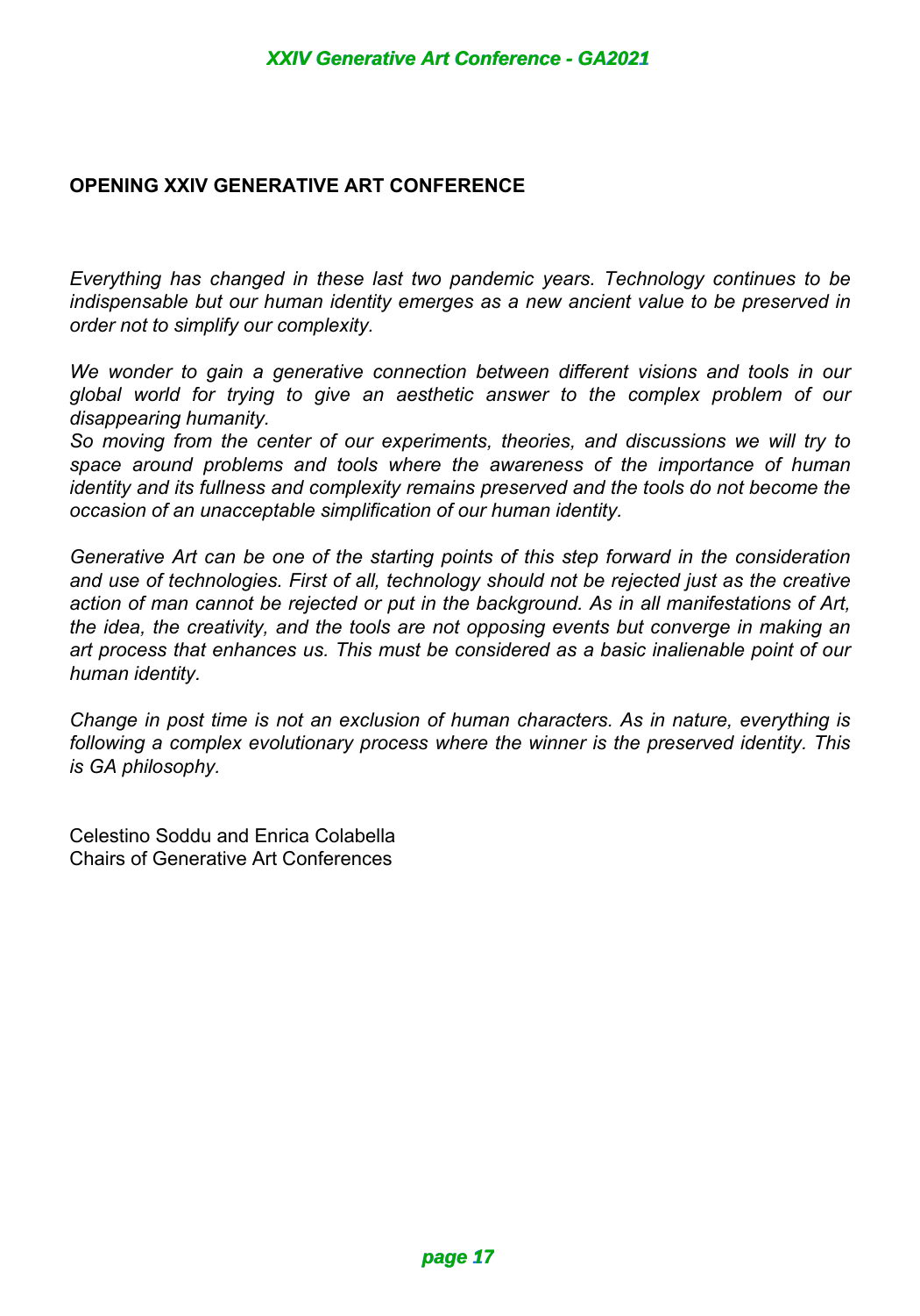## OPENING XXIV GENERATIVE ART CONFERENCE

*Everything has changed in these last two pandemic years. Technology continues to be indispensable but our human identity emerges as a new ancient value to be preserved in order not to simplify our complexity.*

*We wonder to gain a generative connection between different visions and tools in our global world for trying to give an aesthetic answer to the complex problem of our disappearing humanity.*
*So moving from the center of our experiments, theories, and discussions we will try to space around problems and tools where the awareness of the importance of human identity and its fullness and complexity remains preserved and the tools do not become the occasion of an unacceptable simplification of our human identity.*

*Generative Art can be one of the starting points of this step forward in the consideration and use of technologies. First of all, technology should not be rejected just as the creative action of man cannot be rejected or put in the background. As in all manifestations of Art, the idea, the creativity, and the tools are not opposing events but converge in making an art process that enhances us. This must be considered as a basic inalienable point of our human identity.*

*Change in post time is not an exclusion of human characters. As in nature, everything is following a complex evolutionary process where the winner is the preserved identity. This is GA philosophy.*

Celestino Soddu and Enrica Colabella
Chairs of Generative Art Conferences